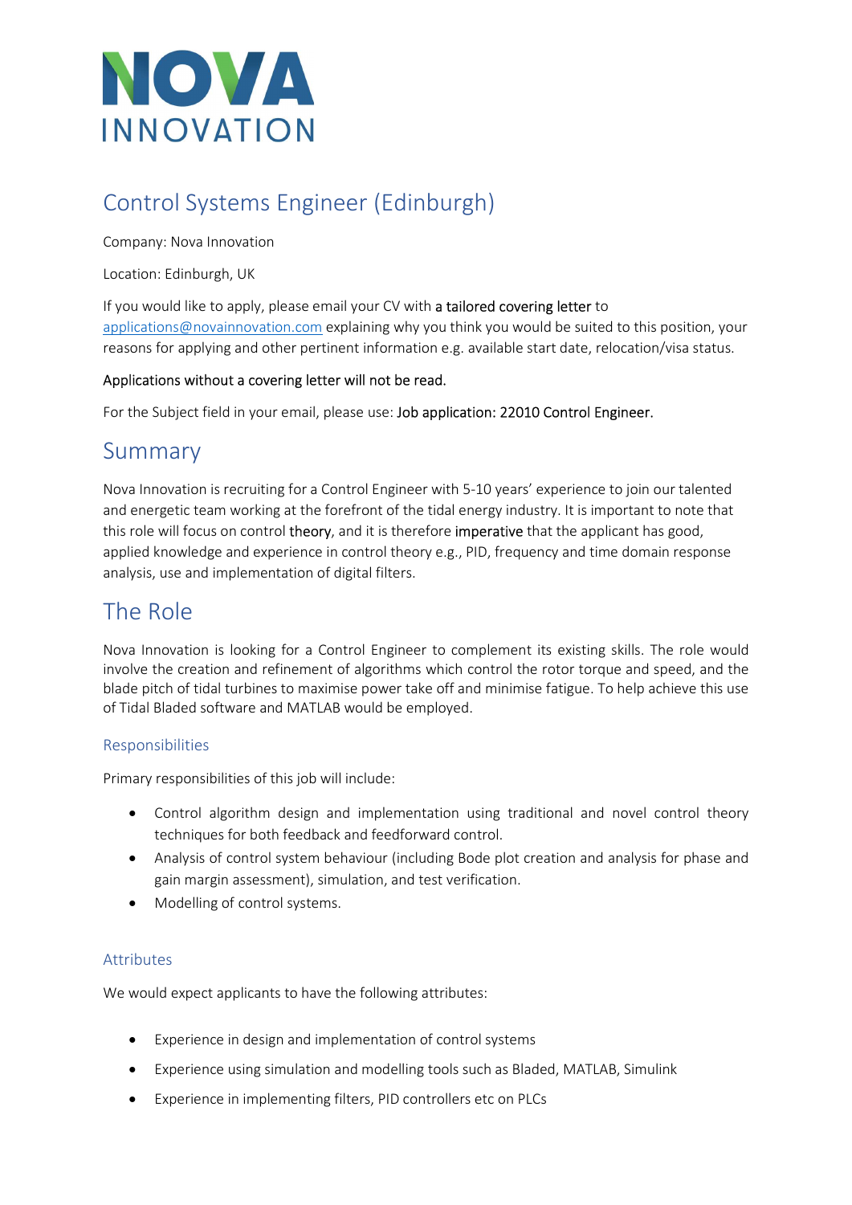# NOVA INNOVATION

# Control Systems Engineer (Edinburgh)

Company: Nova Innovation

Location: Edinburgh, UK

If you would like to apply, please email your CV with a tailored covering letter to applications@novainnovation.com explaining why you think you would be suited to this position, your reasons for applying and other pertinent information e.g. available start date, relocation/visa status.

Applications without a covering letter will not be read.

For the Subject field in your email, please use: Job application: 22010 Control Engineer.

## Summary

Nova Innovation is recruiting for a Control Engineer with 5-10 years' experience to join our talented and energetic team working at the forefront of the tidal energy industry. It is important to note that this role will focus on control theory, and it is therefore imperative that the applicant has good, applied knowledge and experience in control theory e.g., PID, frequency and time domain response analysis, use and implementation of digital filters.

## The Role

Nova Innovation is looking for a Control Engineer to complement its existing skills. The role would involve the creation and refinement of algorithms which control the rotor torque and speed, and the blade pitch of tidal turbines to maximise power take off and minimise fatigue. To help achieve this use of Tidal Bladed software and MATLAB would be employed.

### Responsibilities

Primary responsibilities of this job will include:

- Control algorithm design and implementation using traditional and novel control theory techniques for both feedback and feedforward control.
- Analysis of control system behaviour (including Bode plot creation and analysis for phase and gain margin assessment), simulation, and test verification.
- Modelling of control systems.

### Attributes

We would expect applicants to have the following attributes:

- Experience in design and implementation of control systems
- Experience using simulation and modelling tools such as Bladed, MATLAB, Simulink
- Experience in implementing filters, PID controllers etc on PLCs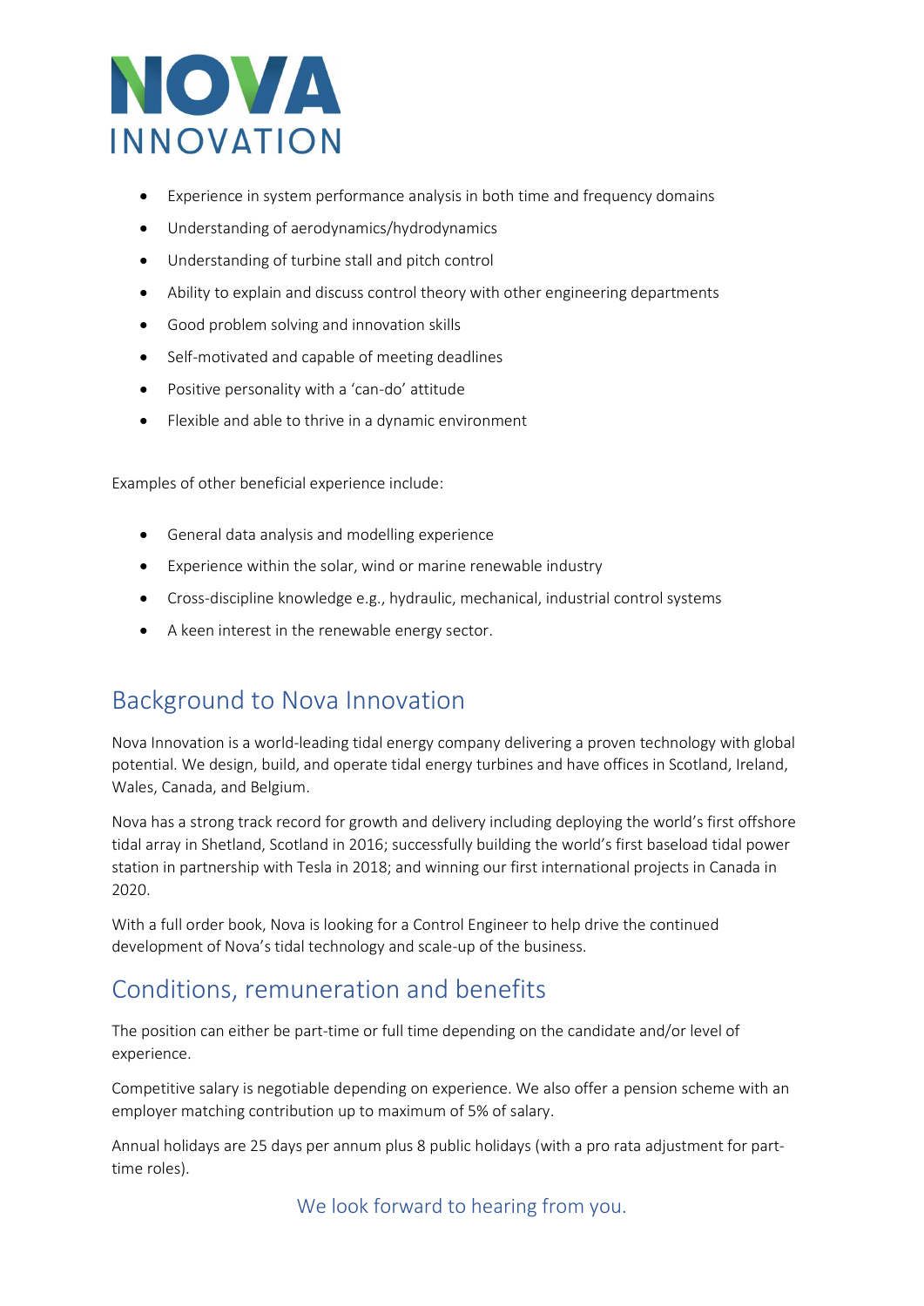- Experience in system performance analysis in both time and frequency domains
- Understanding of aerodynamics/hydrodynamics
- Understanding of turbine stall and pitch control
- Ability to explain and discuss control theory with other engineering departments
- Good problem solving and innovation skills
- Self-motivated and capable of meeting deadlines
- Positive personality with a 'can-do' attitude
- Flexible and able to thrive in a dynamic environment

Examples of other beneficial experience include:

- General data analysis and modelling experience
- Experience within the solar, wind or marine renewable industry
- Cross-discipline knowledge e.g., hydraulic, mechanical, industrial control systems
- A keen interest in the renewable energy sector.

## Background to Nova Innovation

Nova Innovation is a world-leading tidal energy company delivering a proven technology with global potential. We design, build, and operate tidal energy turbines and have offices in Scotland, Ireland, Wales, Canada, and Belgium.

Nova has a strong track record for growth and delivery including deploying the world's first offshore tidal array in Shetland, Scotland in 2016; successfully building the world's first baseload tidal power station in partnership with Tesla in 2018; and winning our first international projects in Canada in 2020.

With a full order book, Nova is looking for a Control Engineer to help drive the continued development of Nova's tidal technology and scale-up of the business.

## Conditions, remuneration and benefits

The position can either be part-time or full time depending on the candidate and/or level of experience.

Competitive salary is negotiable depending on experience. We also offer a pension scheme with an employer matching contribution up to maximum of 5% of salary.

Annual holidays are 25 days per annum plus 8 public holidays (with a pro rata adjustment for part-time roles).

We look forward to hearing from you.